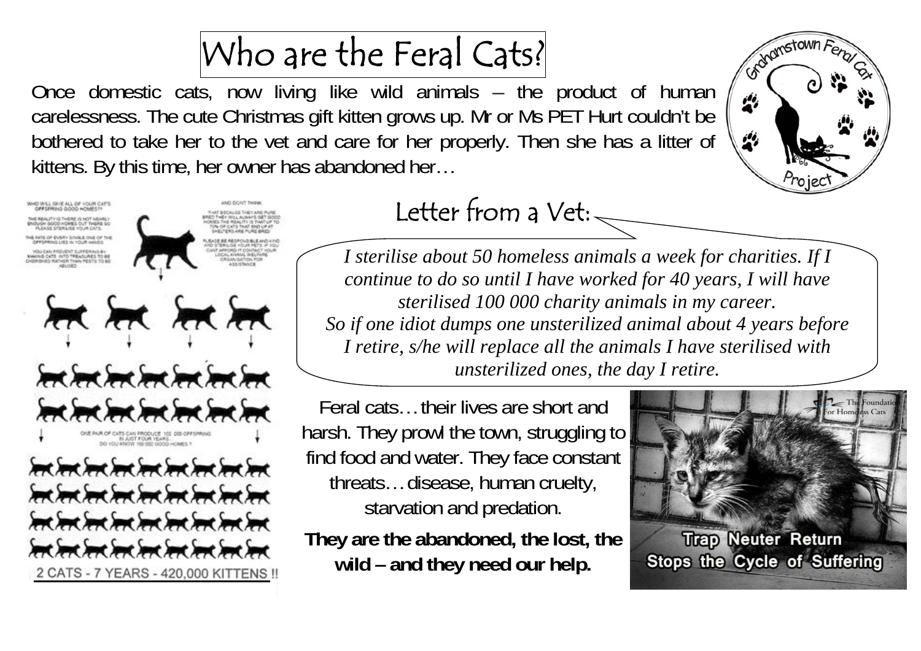# Who are the Feral Cats?

Once domestic cats, now living like wild animals – the product of human carelessness. The cute Christmas gift kitten grows up. Mr or Ms PET Hurt couldn't be bothered to take her to the vet and care for her properly. Then she has a litter of kittens. By this time, her owner has abandoned her…

## Letter from a Vet:

*I sterilise about 50 homeless animals a week for charities. If I continue to do so until I have worked for 40 years, I will have sterilised 100 000 charity animals in my career. So if one idiot dumps one unsterilized animal about 4 years before I retire, s/he will replace all the animals I have sterilised with unsterilized ones, the day I retire.*

Feral cats… their lives are short and harsh. They prowl the town, struggling to find food and water. They face constant threats… disease, human cruelty, starvation and predation.

**They are the abandoned, the lost, the wild – and they need our help.**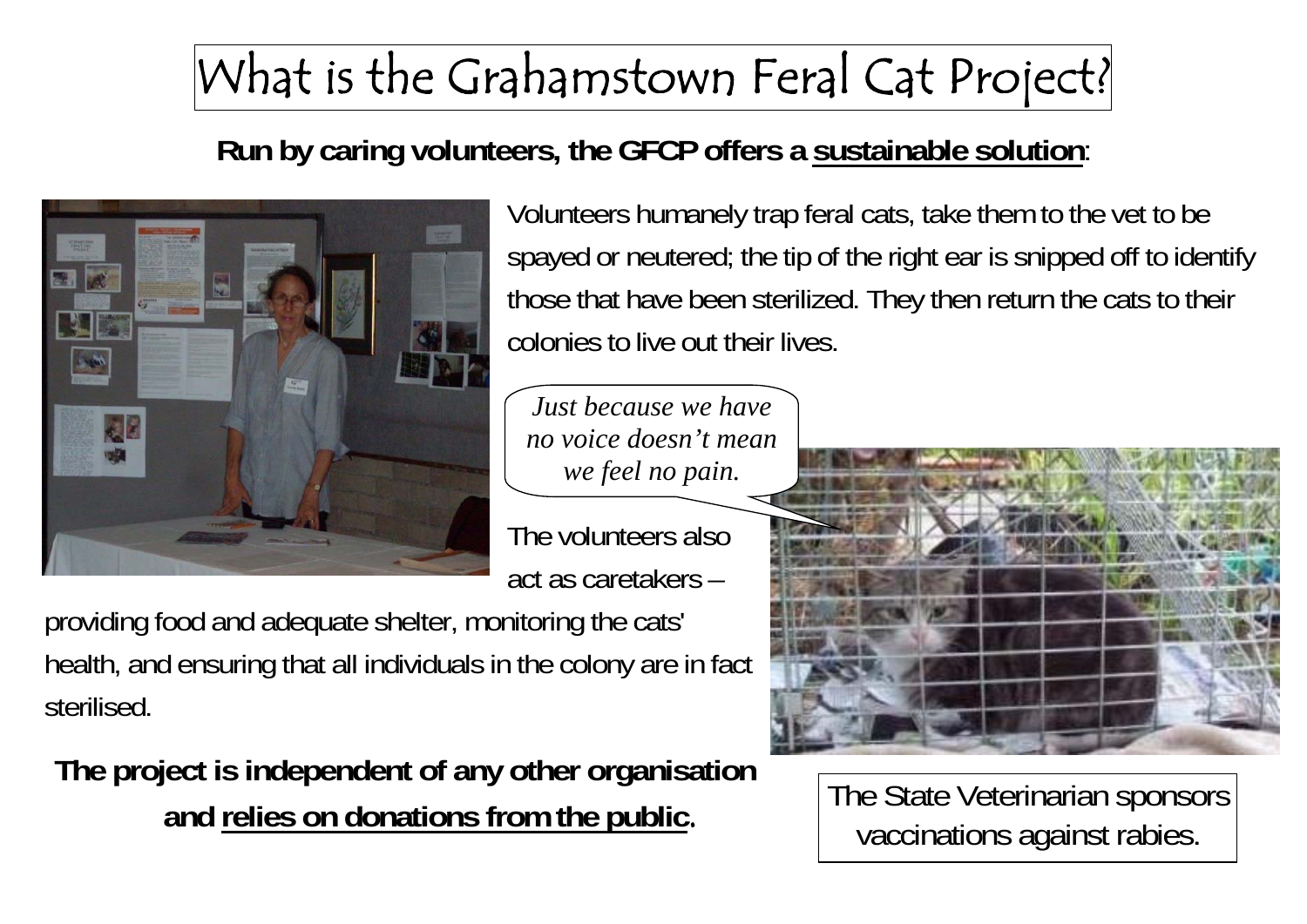# What is the Grahamstown Feral Cat Project?

**Run by caring volunteers, the GFCP offers a sustainable solution:**

Volunteers humanely trap feral cats, take them to the vet to be spayed or neutered; the tip of the right ear is snipped off to identify those that have been sterilized. They then return the cats to their colonies to live out their lives.

*Just because we have no voice doesn't mean we feel no pain.*

The volunteers also act as caretakers – providing food and adequate shelter, monitoring the cats' health, and ensuring that all individuals in the colony are in fact sterilised.

**The project is independent of any other organisation and relies on donations from the public.**

The State Veterinarian sponsors vaccinations against rabies.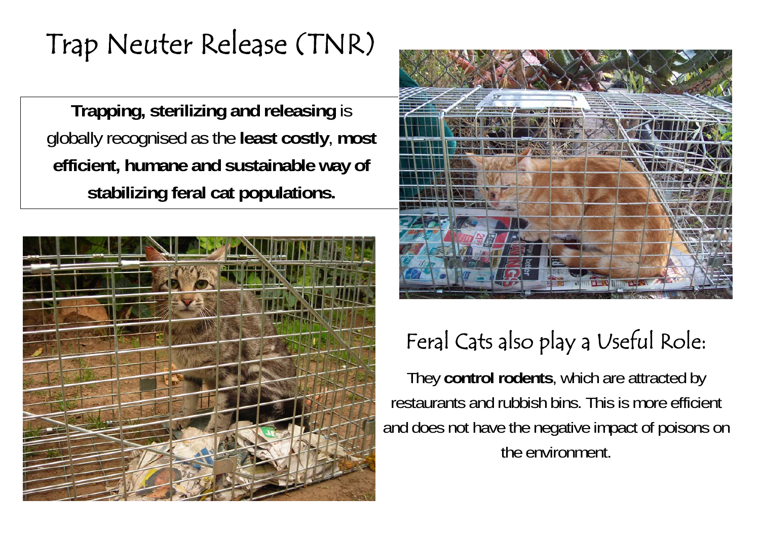# Trap Neuter Release (TNR)

**Trapping, sterilizing and releasing** is globally recognised as the **least costly**, **most efficient, humane and sustainable way of stabilizing feral cat populations.**

## Feral Cats also play a Useful Role:

They **control rodents**, which are attracted by restaurants and rubbish bins. This is more efficient and does not have the negative impact of poisons on the environment.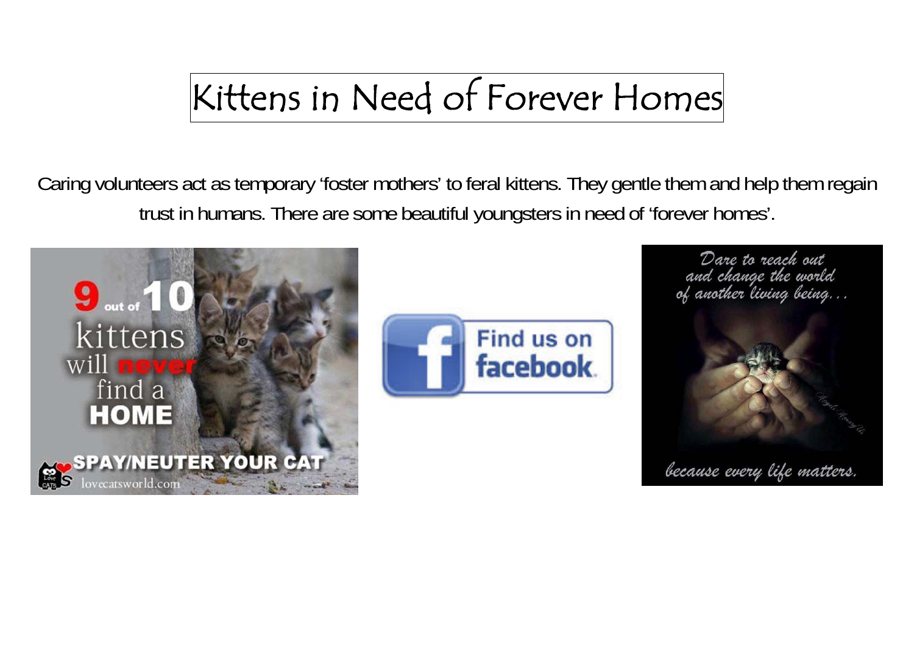# Kittens in Need of Forever Homes

Caring volunteers act as temporary 'foster mothers' to feral kittens. They gentle them and help them regain trust in humans. There are some beautiful youngsters in need of 'forever homes'.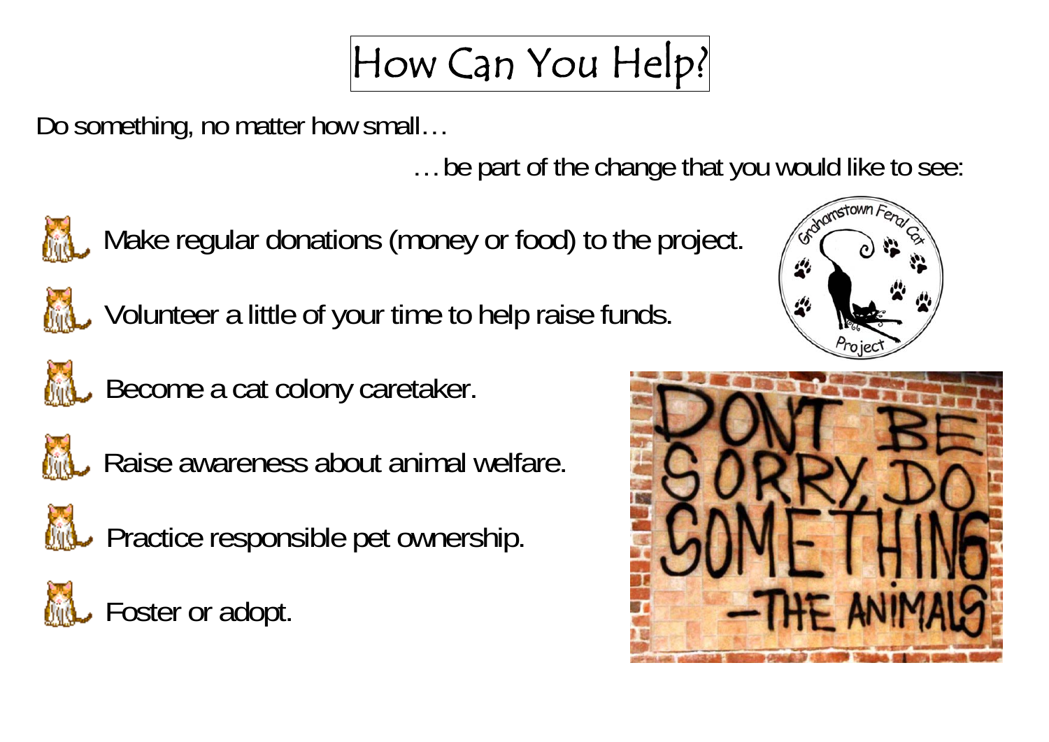# How Can You Help?

Do something, no matter how small…

…be part of the change that you would like to see:

- Make regular donations (money or food) to the project.
- Volunteer a little of your time to help raise funds.
- Become a cat colony caretaker.
- Raise awareness about animal welfare.
- Practice responsible pet ownership.
- Foster or adopt.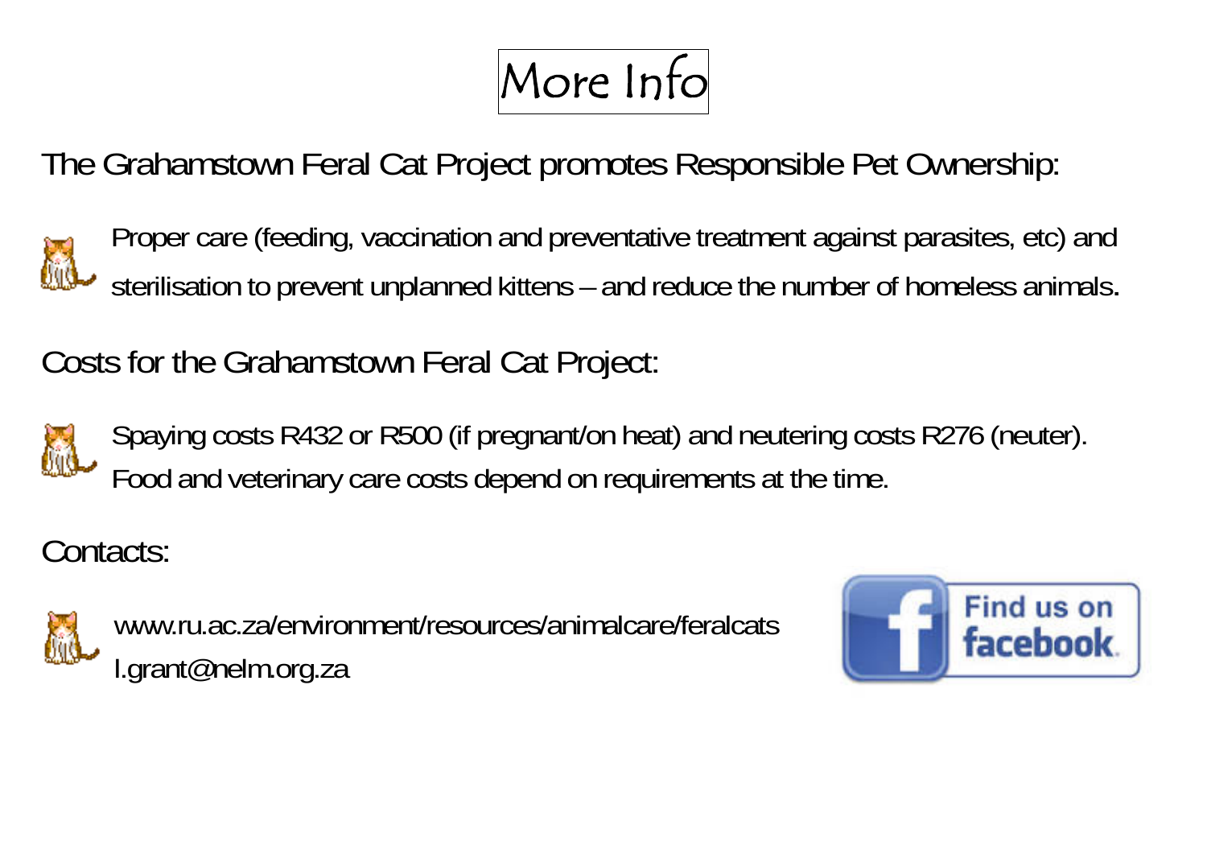# More Info

The Grahamstown Feral Cat Project promotes Responsible Pet Ownership:

- Proper care (feeding, vaccination and preventative treatment against parasites, etc) and sterilisation to prevent unplanned kittens – and reduce the number of homeless animals.

Costs for the Grahamstown Feral Cat Project:

- Spaying costs R432 or R500 (if pregnant/on heat) and neutering costs R276 (neuter). Food and veterinary care costs depend on requirements at the time.

Contacts:

- www.ru.ac.za/environment/resources/animalcare/feralcats
  l.grant@nelm.org.za

Find us on facebook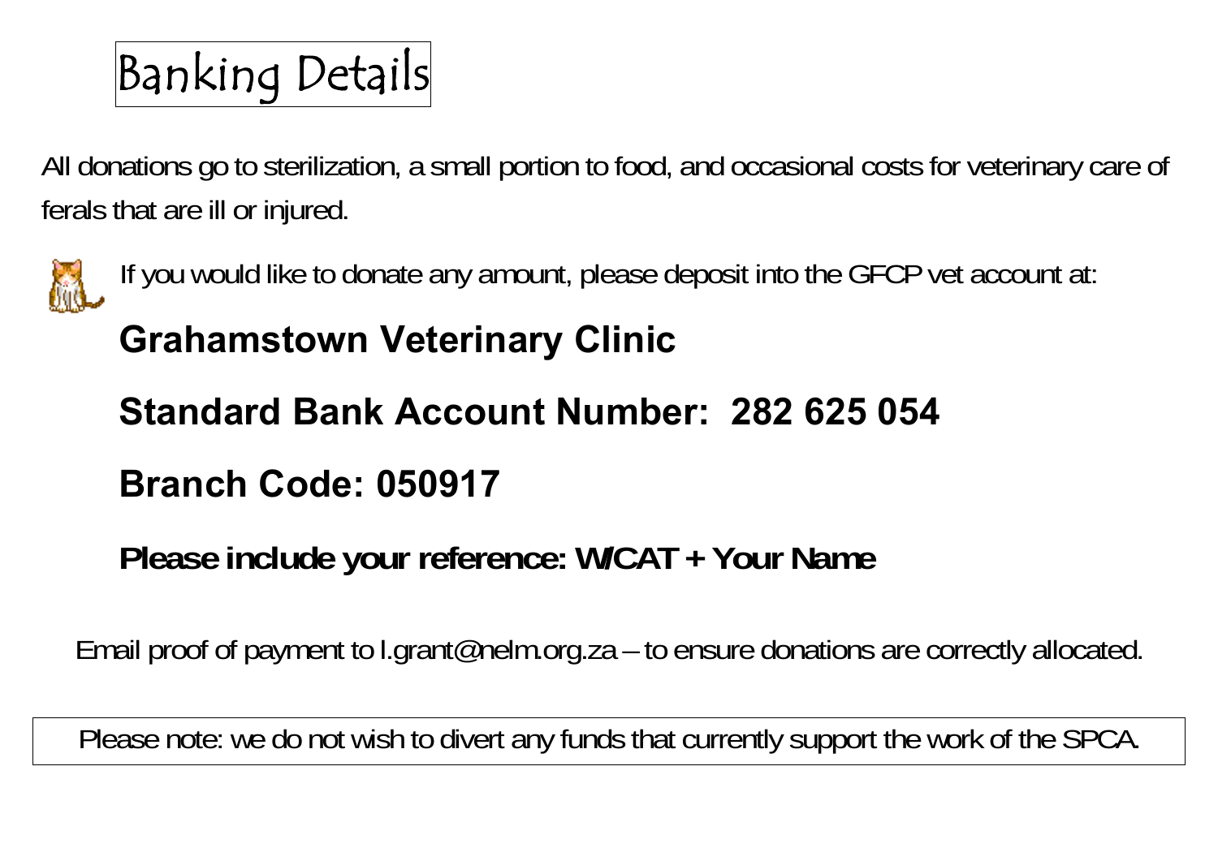# Banking Details

All donations go to sterilization, a small portion to food, and occasional costs for veterinary care of ferals that are ill or injured.

If you would like to donate any amount, please deposit into the GFCP vet account at:

**Grahamstown Veterinary Clinic**

**Standard Bank Account Number: 282 625 054**

**Branch Code: 050917**

**Please include your reference: W/CAT + Your Name**

Email proof of payment to l.grant@nelm.org.za – to ensure donations are correctly allocated.

Please note: we do not wish to divert any funds that currently support the work of the SPCA.